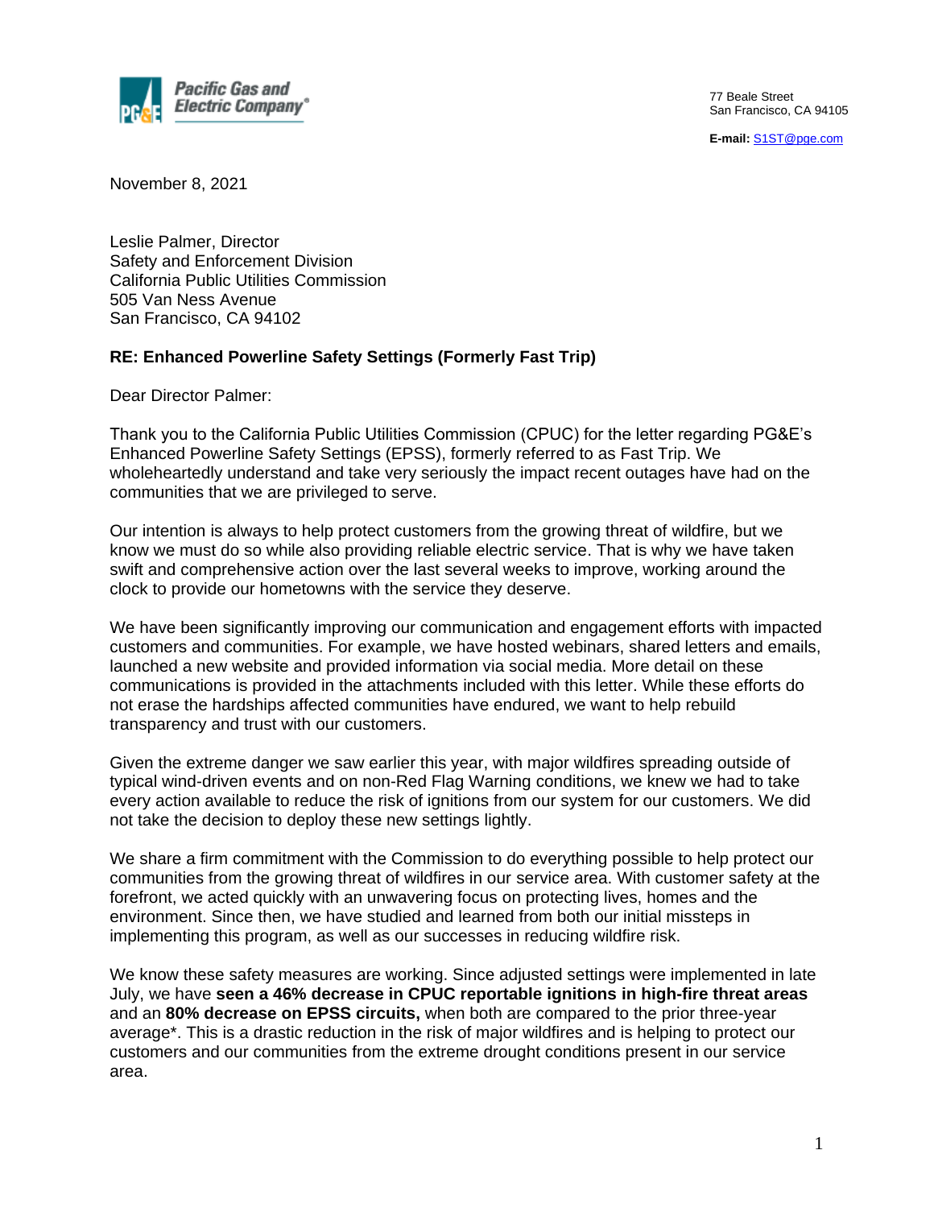Pacific Gas and Electric Company®

77 Beale Street
San Francisco, CA 94105

**E-mail:** S1ST@pge.com

November 8, 2021

Leslie Palmer, Director
Safety and Enforcement Division
California Public Utilities Commission
505 Van Ness Avenue
San Francisco, CA 94102

**RE: Enhanced Powerline Safety Settings (Formerly Fast Trip)**

Dear Director Palmer:

Thank you to the California Public Utilities Commission (CPUC) for the letter regarding PG&E's Enhanced Powerline Safety Settings (EPSS), formerly referred to as Fast Trip. We wholeheartedly understand and take very seriously the impact recent outages have had on the communities that we are privileged to serve.

Our intention is always to help protect customers from the growing threat of wildfire, but we know we must do so while also providing reliable electric service. That is why we have taken swift and comprehensive action over the last several weeks to improve, working around the clock to provide our hometowns with the service they deserve.

We have been significantly improving our communication and engagement efforts with impacted customers and communities. For example, we have hosted webinars, shared letters and emails, launched a new website and provided information via social media. More detail on these communications is provided in the attachments included with this letter. While these efforts do not erase the hardships affected communities have endured, we want to help rebuild transparency and trust with our customers.

Given the extreme danger we saw earlier this year, with major wildfires spreading outside of typical wind-driven events and on non-Red Flag Warning conditions, we knew we had to take every action available to reduce the risk of ignitions from our system for our customers. We did not take the decision to deploy these new settings lightly.

We share a firm commitment with the Commission to do everything possible to help protect our communities from the growing threat of wildfires in our service area. With customer safety at the forefront, we acted quickly with an unwavering focus on protecting lives, homes and the environment. Since then, we have studied and learned from both our initial missteps in implementing this program, as well as our successes in reducing wildfire risk.

We know these safety measures are working. Since adjusted settings were implemented in late July, we have **seen a 46% decrease in CPUC reportable ignitions in high-fire threat areas** and an **80% decrease on EPSS circuits,** when both are compared to the prior three-year average*. This is a drastic reduction in the risk of major wildfires and is helping to protect our customers and our communities from the extreme drought conditions present in our service area.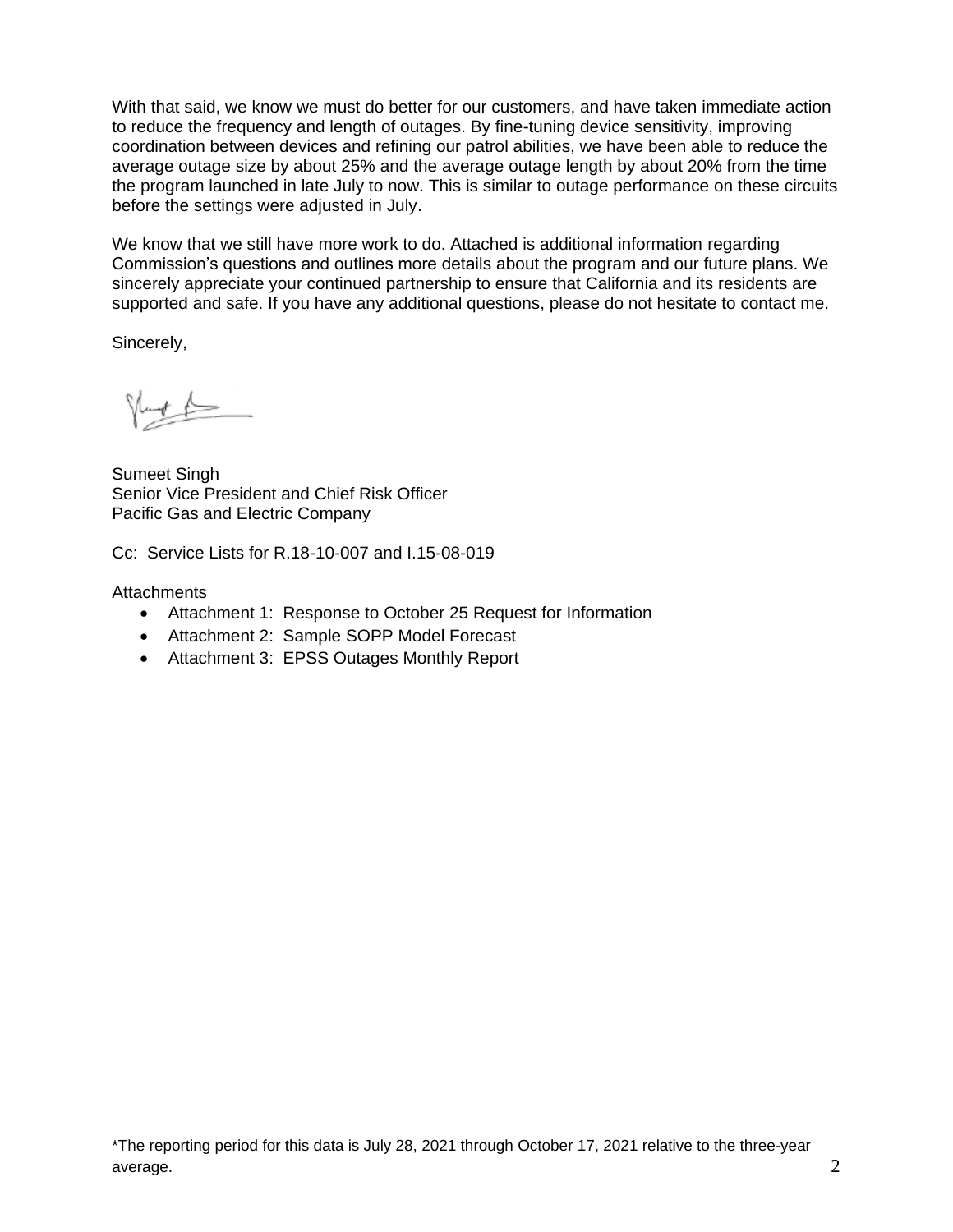With that said, we know we must do better for our customers, and have taken immediate action to reduce the frequency and length of outages. By fine-tuning device sensitivity, improving coordination between devices and refining our patrol abilities, we have been able to reduce the average outage size by about 25% and the average outage length by about 20% from the time the program launched in late July to now. This is similar to outage performance on these circuits before the settings were adjusted in July.

We know that we still have more work to do. Attached is additional information regarding Commission's questions and outlines more details about the program and our future plans. We sincerely appreciate your continued partnership to ensure that California and its residents are supported and safe. If you have any additional questions, please do not hesitate to contact me.

Sincerely,

Sumeet Singh
Senior Vice President and Chief Risk Officer
Pacific Gas and Electric Company

Cc: Service Lists for R.18-10-007 and I.15-08-019

Attachments

- Attachment 1: Response to October 25 Request for Information
- Attachment 2: Sample SOPP Model Forecast
- Attachment 3: EPSS Outages Monthly Report

*The reporting period for this data is July 28, 2021 through October 17, 2021 relative to the three-year average.